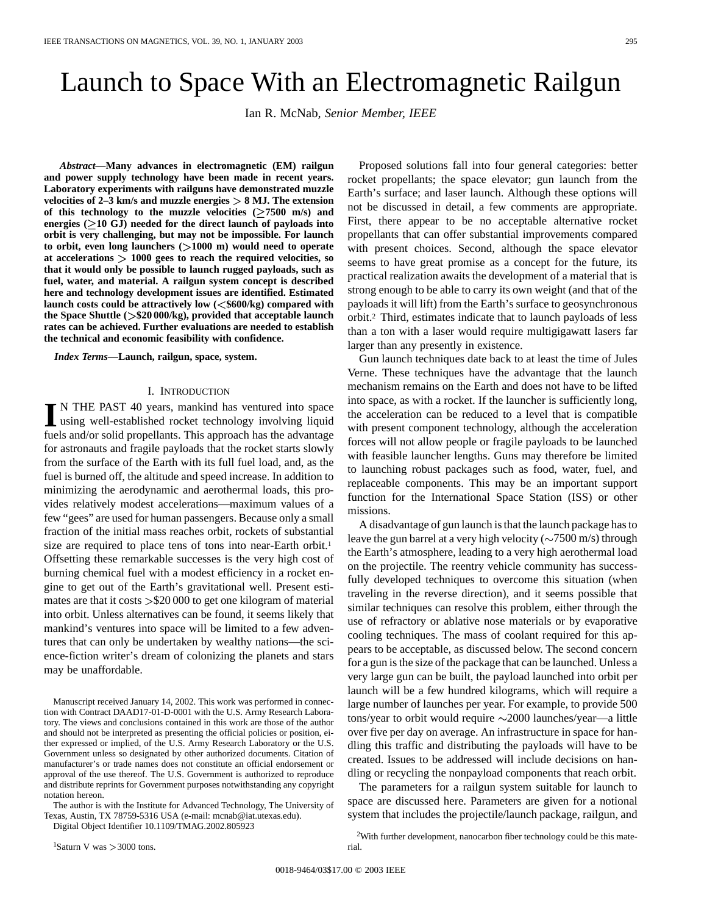# Launch to Space With an Electromagnetic Railgun

Ian R. McNab, *Senior Member, IEEE*

***Abstract*—Many advances in electromagnetic (EM) railgun and power supply technology have been made in recent years. Laboratory experiments with railguns have demonstrated muzzle velocities of 2–3 km/s and muzzle energies > 8 MJ. The extension of this technology to the muzzle velocities (≥7500 m/s) and energies (≥10 GJ) needed for the direct launch of payloads into orbit is very challenging, but may not be impossible. For launch to orbit, even long launchers (>1000 m) would need to operate at accelerations > 1000 gees to reach the required velocities, so that it would only be possible to launch rugged payloads, such as fuel, water, and material. A railgun system concept is described here and technology development issues are identified. Estimated launch costs could be attractively low (<$600/kg) compared with the Space Shuttle (>$20 000/kg), provided that acceptable launch rates can be achieved. Further evaluations are needed to establish the technical and economic feasibility with confidence.**

***Index Terms*—Launch, railgun, space, system.**

## I. Introduction

In the past 40 years, mankind has ventured into space using well-established rocket technology involving liquid fuels and/or solid propellants. This approach has the advantage for astronauts and fragile payloads that the rocket starts slowly from the surface of the Earth with its full fuel load, and, as the fuel is burned off, the altitude and speed increase. In addition to minimizing the aerodynamic and aerothermal loads, this provides relatively modest accelerations—maximum values of a few "gees" are used for human passengers. Because only a small fraction of the initial mass reaches orbit, rockets of substantial size are required to place tens of tons into near-Earth orbit.[1] Offsetting these remarkable successes is the very high cost of burning chemical fuel with a modest efficiency in a rocket engine to get out of the Earth's gravitational well. Present estimates are that it costs >$20 000 to get one kilogram of material into orbit. Unless alternatives can be found, it seems likely that mankind's ventures into space will be limited to a few adventures that can only be undertaken by wealthy nations—the science-fiction writer's dream of colonizing the planets and stars may be unaffordable.

Proposed solutions fall into four general categories: better rocket propellants; the space elevator; gun launch from the Earth's surface; and laser launch. Although these options will not be discussed in detail, a few comments are appropriate. First, there appear to be no acceptable alternative rocket propellants that can offer substantial improvements compared with present choices. Second, although the space elevator seems to have great promise as a concept for the future, its practical realization awaits the development of a material that is strong enough to be able to carry its own weight (and that of the payloads it will lift) from the Earth's surface to geosynchronous orbit.[2] Third, estimates indicate that to launch payloads of less than a ton with a laser would require multigigawatt lasers far larger than any presently in existence.

Gun launch techniques date back to at least the time of Jules Verne. These techniques have the advantage that the launch mechanism remains on the Earth and does not have to be lifted into space, as with a rocket. If the launcher is sufficiently long, the acceleration can be reduced to a level that is compatible with present component technology, although the acceleration forces will not allow people or fragile payloads to be launched with feasible launcher lengths. Guns may therefore be limited to launching robust packages such as food, water, fuel, and replaceable components. This may be an important support function for the International Space Station (ISS) or other missions.

A disadvantage of gun launch is that the launch package has to leave the gun barrel at a very high velocity (∼7500 m/s) through the Earth's atmosphere, leading to a very high aerothermal load on the projectile. The reentry vehicle community has successfully developed techniques to overcome this situation (when traveling in the reverse direction), and it seems possible that similar techniques can resolve this problem, either through the use of refractory or ablative nose materials or by evaporative cooling techniques. The mass of coolant required for this appears to be acceptable, as discussed below. The second concern for a gun is the size of the package that can be launched. Unless a very large gun can be built, the payload launched into orbit per launch will be a few hundred kilograms, which will require a large number of launches per year. For example, to provide 500 tons/year to orbit would require ∼2000 launches/year—a little over five per day on average. An infrastructure in space for handling this traffic and distributing the payloads will have to be created. Issues to be addressed will include decisions on handling or recycling the nonpayload components that reach orbit.

The parameters for a railgun system suitable for launch to space are discussed here. Parameters are given for a notional system that includes the projectile/launch package, railgun, and

---

Manuscript received January 14, 2002. This work was performed in connection with Contract DAAD17-01-D-0001 with the U.S. Army Research Laboratory. The views and conclusions contained in this work are those of the author and should not be interpreted as presenting the official policies or position, either expressed or implied, of the U.S. Army Research Laboratory or the U.S. Government unless so designated by other authorized documents. Citation of manufacturer's or trade names does not constitute an official endorsement or approval of the use thereof. The U.S. Government is authorized to reproduce and distribute reprints for Government purposes notwithstanding any copyright notation hereon.

The author is with the Institute for Advanced Technology, The University of Texas, Austin, TX 78759-5316 USA (e-mail: mcnab@iat.utexas.edu).

Digital Object Identifier 10.1109/TMAG.2002.805923

[1] Saturn V was >3000 tons.

[2] With further development, nanocarbon fiber technology could be this material.

0018-9464/03$17.00 © 2003 IEEE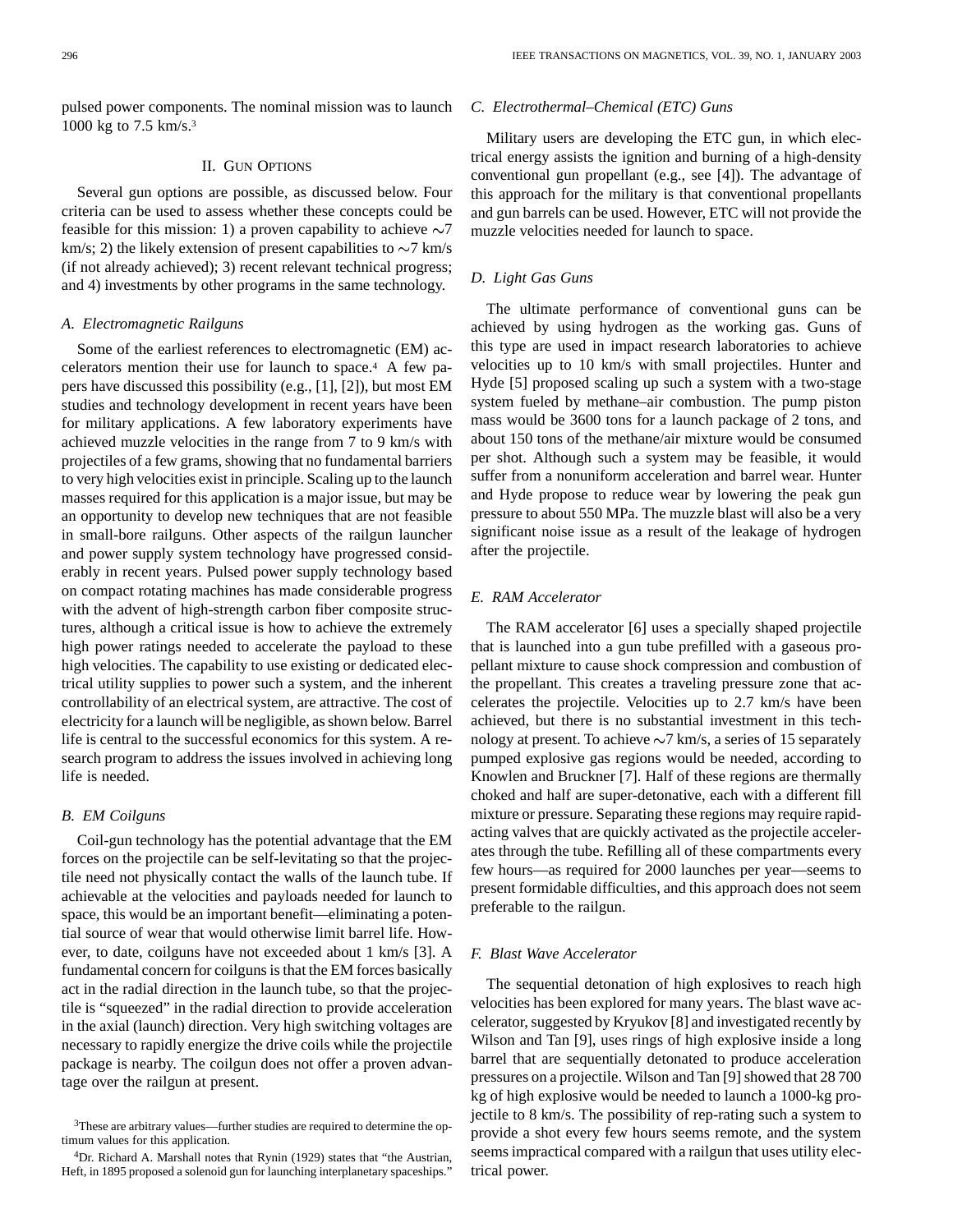pulsed power components. The nominal mission was to launch 1000 kg to 7.5 km/s.[3]

## II. Gun Options

Several gun options are possible, as discussed below. Four criteria can be used to assess whether these concepts could be feasible for this mission: 1) a proven capability to achieve ~7 km/s; 2) the likely extension of present capabilities to ~7 km/s (if not already achieved); 3) recent relevant technical progress; and 4) investments by other programs in the same technology.

### *A. Electromagnetic Railguns*

Some of the earliest references to electromagnetic (EM) accelerators mention their use for launch to space.[4] A few papers have discussed this possibility (e.g., [1], [2]), but most EM studies and technology development in recent years have been for military applications. A few laboratory experiments have achieved muzzle velocities in the range from 7 to 9 km/s with projectiles of a few grams, showing that no fundamental barriers to very high velocities exist in principle. Scaling up to the launch masses required for this application is a major issue, but may be an opportunity to develop new techniques that are not feasible in small-bore railguns. Other aspects of the railgun launcher and power supply system technology have progressed considerably in recent years. Pulsed power supply technology based on compact rotating machines has made considerable progress with the advent of high-strength carbon fiber composite structures, although a critical issue is how to achieve the extremely high power ratings needed to accelerate the payload to these high velocities. The capability to use existing or dedicated electrical utility supplies to power such a system, and the inherent controllability of an electrical system, are attractive. The cost of electricity for a launch will be negligible, as shown below. Barrel life is central to the successful economics for this system. A research program to address the issues involved in achieving long life is needed.

### *B. EM Coilguns*

Coil-gun technology has the potential advantage that the EM forces on the projectile can be self-levitating so that the projectile need not physically contact the walls of the launch tube. If achievable at the velocities and payloads needed for launch to space, this would be an important benefit—eliminating a potential source of wear that would otherwise limit barrel life. However, to date, coilguns have not exceeded about 1 km/s [3]. A fundamental concern for coilguns is that the EM forces basically act in the radial direction in the launch tube, so that the projectile is "squeezed" in the radial direction to provide acceleration in the axial (launch) direction. Very high switching voltages are necessary to rapidly energize the drive coils while the projectile package is nearby. The coilgun does not offer a proven advantage over the railgun at present.

### *C. Electrothermal–Chemical (ETC) Guns*

Military users are developing the ETC gun, in which electrical energy assists the ignition and burning of a high-density conventional gun propellant (e.g., see [4]). The advantage of this approach for the military is that conventional propellants and gun barrels can be used. However, ETC will not provide the muzzle velocities needed for launch to space.

### *D. Light Gas Guns*

The ultimate performance of conventional guns can be achieved by using hydrogen as the working gas. Guns of this type are used in impact research laboratories to achieve velocities up to 10 km/s with small projectiles. Hunter and Hyde [5] proposed scaling up such a system with a two-stage system fueled by methane–air combustion. The pump piston mass would be 3600 tons for a launch package of 2 tons, and about 150 tons of the methane/air mixture would be consumed per shot. Although such a system may be feasible, it would suffer from a nonuniform acceleration and barrel wear. Hunter and Hyde propose to reduce wear by lowering the peak gun pressure to about 550 MPa. The muzzle blast will also be a very significant noise issue as a result of the leakage of hydrogen after the projectile.

### *E. RAM Accelerator*

The RAM accelerator [6] uses a specially shaped projectile that is launched into a gun tube prefilled with a gaseous propellant mixture to cause shock compression and combustion of the propellant. This creates a traveling pressure zone that accelerates the projectile. Velocities up to 2.7 km/s have been achieved, but there is no substantial investment in this technology at present. To achieve ~7 km/s, a series of 15 separately pumped explosive gas regions would be needed, according to Knowlen and Bruckner [7]. Half of these regions are thermally choked and half are super-detonative, each with a different fill mixture or pressure. Separating these regions may require rapid-acting valves that are quickly activated as the projectile accelerates through the tube. Refilling all of these compartments every few hours—as required for 2000 launches per year—seems to present formidable difficulties, and this approach does not seem preferable to the railgun.

### *F. Blast Wave Accelerator*

The sequential detonation of high explosives to reach high velocities has been explored for many years. The blast wave accelerator, suggested by Kryukov [8] and investigated recently by Wilson and Tan [9], uses rings of high explosive inside a long barrel that are sequentially detonated to produce acceleration pressures on a projectile. Wilson and Tan [9] showed that 28 700 kg of high explosive would be needed to launch a 1000-kg projectile to 8 km/s. The possibility of rep-rating such a system to provide a shot every few hours seems remote, and the system seems impractical compared with a railgun that uses utility electrical power.

---

[3]These are arbitrary values—further studies are required to determine the optimum values for this application.

[4]Dr. Richard A. Marshall notes that Rynin (1929) states that "the Austrian, Heft, in 1895 proposed a solenoid gun for launching interplanetary spaceships."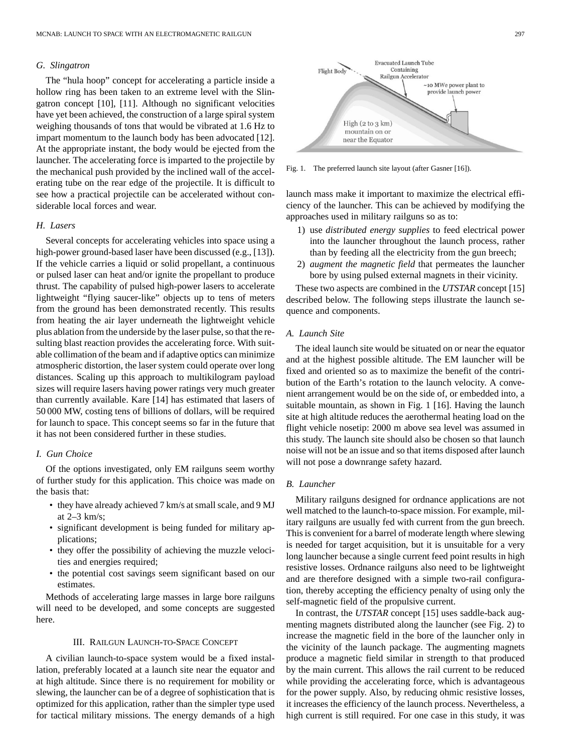### G. Slingatron

The "hula hoop" concept for accelerating a particle inside a hollow ring has been taken to an extreme level with the Slingatron concept [10], [11]. Although no significant velocities have yet been achieved, the construction of a large spiral system weighing thousands of tons that would be vibrated at 1.6 Hz to impart momentum to the launch body has been advocated [12]. At the appropriate instant, the body would be ejected from the launcher. The accelerating force is imparted to the projectile by the mechanical push provided by the inclined wall of the accelerating tube on the rear edge of the projectile. It is difficult to see how a practical projectile can be accelerated without considerable local forces and wear.

### H. Lasers

Several concepts for accelerating vehicles into space using a high-power ground-based laser have been discussed (e.g., [13]). If the vehicle carries a liquid or solid propellant, a continuous or pulsed laser can heat and/or ignite the propellant to produce thrust. The capability of pulsed high-power lasers to accelerate lightweight "flying saucer-like" objects up to tens of meters from the ground has been demonstrated recently. This results from heating the air layer underneath the lightweight vehicle plus ablation from the underside by the laser pulse, so that the resulting blast reaction provides the accelerating force. With suitable collimation of the beam and if adaptive optics can minimize atmospheric distortion, the laser system could operate over long distances. Scaling up this approach to multikilogram payload sizes will require lasers having power ratings very much greater than currently available. Kare [14] has estimated that lasers of 50 000 MW, costing tens of billions of dollars, will be required for launch to space. This concept seems so far in the future that it has not been considered further in these studies.

### I. Gun Choice

Of the options investigated, only EM railguns seem worthy of further study for this application. This choice was made on the basis that:

- they have already achieved 7 km/s at small scale, and 9 MJ at 2–3 km/s;
- significant development is being funded for military applications;
- they offer the possibility of achieving the muzzle velocities and energies required;
- the potential cost savings seem significant based on our estimates.

Methods of accelerating large masses in large bore railguns will need to be developed, and some concepts are suggested here.

## III. Railgun Launch-to-Space Concept

A civilian launch-to-space system would be a fixed installation, preferably located at a launch site near the equator and at high altitude. Since there is no requirement for mobility or slewing, the launcher can be of a degree of sophistication that is optimized for this application, rather than the simpler type used for tactical military missions. The energy demands of a high launch mass make it important to maximize the electrical efficiency of the launcher. This can be achieved by modifying the approaches used in military railguns so as to:

1) use *distributed energy supplies* to feed electrical power into the launcher throughout the launch process, rather than by feeding all the electricity from the gun breech;
2) *augment the magnetic field* that permeates the launcher bore by using pulsed external magnets in their vicinity.

These two aspects are combined in the *UTSTAR* concept [15] described below. The following steps illustrate the launch sequence and components.

Fig. 1. The preferred launch site layout (after Gasner [16]).

### A. Launch Site

The ideal launch site would be situated on or near the equator and at the highest possible altitude. The EM launcher will be fixed and oriented so as to maximize the benefit of the contribution of the Earth's rotation to the launch velocity. A convenient arrangement would be on the side of, or embedded into, a suitable mountain, as shown in Fig. 1 [16]. Having the launch site at high altitude reduces the aerothermal heating load on the flight vehicle nosetip: 2000 m above sea level was assumed in this study. The launch site should also be chosen so that launch noise will not be an issue and so that items disposed after launch will not pose a downrange safety hazard.

### B. Launcher

Military railguns designed for ordnance applications are not well matched to the launch-to-space mission. For example, military railguns are usually fed with current from the gun breech. This is convenient for a barrel of moderate length where slewing is needed for target acquisition, but it is unsuitable for a very long launcher because a single current feed point results in high resistive losses. Ordnance railguns also need to be lightweight and are therefore designed with a simple two-rail configuration, thereby accepting the efficiency penalty of using only the self-magnetic field of the propulsive current.

In contrast, the *UTSTAR* concept [15] uses saddle-back augmenting magnets distributed along the launcher (see Fig. 2) to increase the magnetic field in the bore of the launcher only in the vicinity of the launch package. The augmenting magnets produce a magnetic field similar in strength to that produced by the main current. This allows the rail current to be reduced while providing the accelerating force, which is advantageous for the power supply. Also, by reducing ohmic resistive losses, it increases the efficiency of the launch process. Nevertheless, a high current is still required. For one case in this study, it was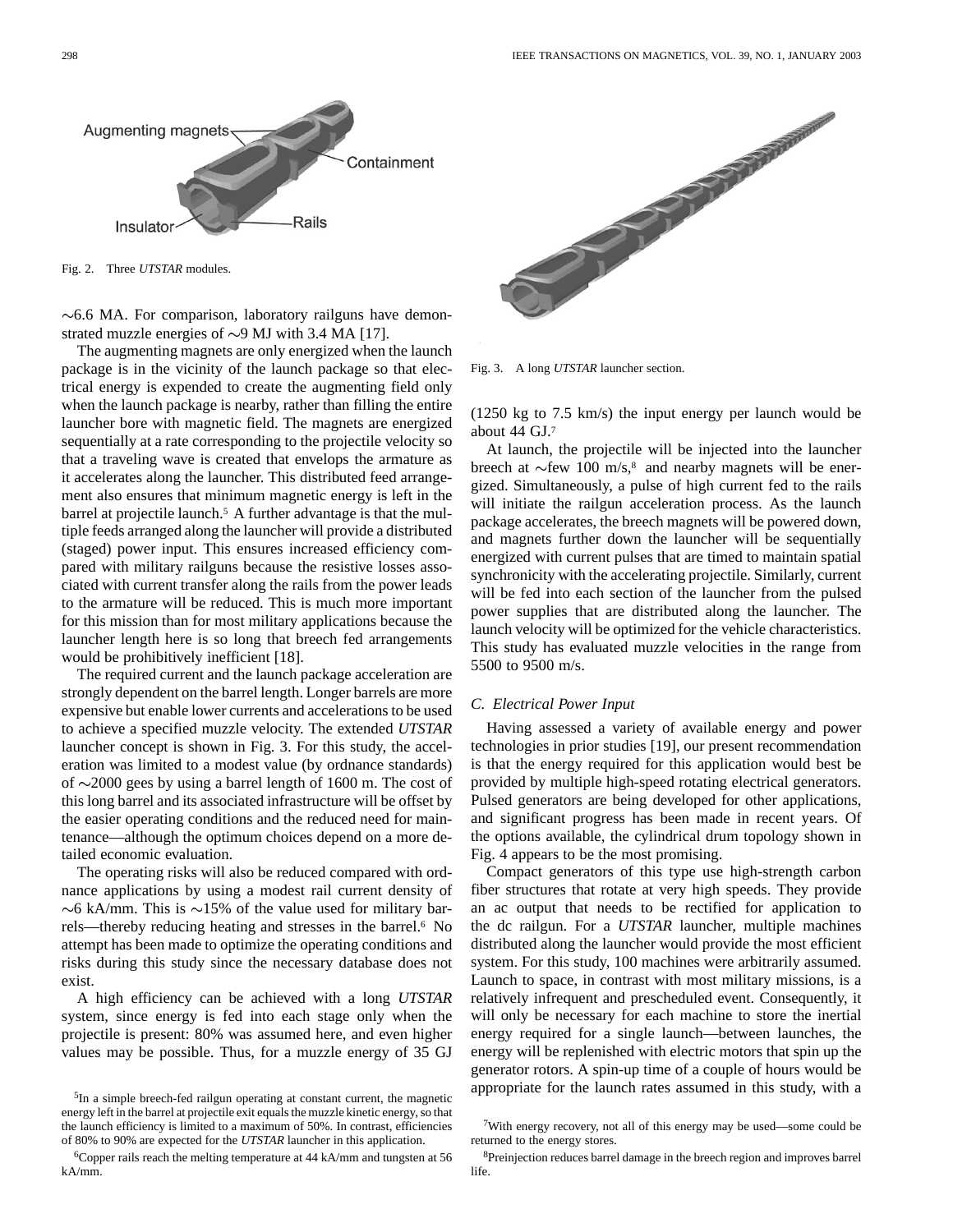Fig. 2. Three *UTSTAR* modules.

Fig. 3. A long *UTSTAR* launcher section.

~6.6 MA. For comparison, laboratory railguns have demonstrated muzzle energies of ~9 MJ with 3.4 MA [17].

The augmenting magnets are only energized when the launch package is in the vicinity of the launch package so that electrical energy is expended to create the augmenting field only when the launch package is nearby, rather than filling the entire launcher bore with magnetic field. The magnets are energized sequentially at a rate corresponding to the projectile velocity so that a traveling wave is created that envelops the armature as it accelerates along the launcher. This distributed feed arrangement also ensures that minimum magnetic energy is left in the barrel at projectile launch.[5] A further advantage is that the multiple feeds arranged along the launcher will provide a distributed (staged) power input. This ensures increased efficiency compared with military railguns because the resistive losses associated with current transfer along the rails from the power leads to the armature will be reduced. This is much more important for this mission than for most military applications because the launcher length here is so long that breech fed arrangements would be prohibitively inefficient [18].

The required current and the launch package acceleration are strongly dependent on the barrel length. Longer barrels are more expensive but enable lower currents and accelerations to be used to achieve a specified muzzle velocity. The extended *UTSTAR* launcher concept is shown in Fig. 3. For this study, the acceleration was limited to a modest value (by ordnance standards) of ~2000 gees by using a barrel length of 1600 m. The cost of this long barrel and its associated infrastructure will be offset by the easier operating conditions and the reduced need for maintenance—although the optimum choices depend on a more detailed economic evaluation.

The operating risks will also be reduced compared with ordnance applications by using a modest rail current density of ~6 kA/mm. This is ~15% of the value used for military barrels—thereby reducing heating and stresses in the barrel.[6] No attempt has been made to optimize the operating conditions and risks during this study since the necessary database does not exist.

A high efficiency can be achieved with a long *UTSTAR* system, since energy is fed into each stage only when the projectile is present: 80% was assumed here, and even higher values may be possible. Thus, for a muzzle energy of 35 GJ (1250 kg to 7.5 km/s) the input energy per launch would be about 44 GJ.[7]

At launch, the projectile will be injected into the launcher breech at ~few 100 m/s,[8] and nearby magnets will be energized. Simultaneously, a pulse of high current fed to the rails will initiate the railgun acceleration process. As the launch package accelerates, the breech magnets will be powered down, and magnets further down the launcher will be sequentially energized with current pulses that are timed to maintain spatial synchronicity with the accelerating projectile. Similarly, current will be fed into each section of the launcher from the pulsed power supplies that are distributed along the launcher. The launch velocity will be optimized for the vehicle characteristics. This study has evaluated muzzle velocities in the range from 5500 to 9500 m/s.

### C. Electrical Power Input

Having assessed a variety of available energy and power technologies in prior studies [19], our present recommendation is that the energy required for this application would best be provided by multiple high-speed rotating electrical generators. Pulsed generators are being developed for other applications, and significant progress has been made in recent years. Of the options available, the cylindrical drum topology shown in Fig. 4 appears to be the most promising.

Compact generators of this type use high-strength carbon fiber structures that rotate at very high speeds. They provide an ac output that needs to be rectified for application to the dc railgun. For a *UTSTAR* launcher, multiple machines distributed along the launcher would provide the most efficient system. For this study, 100 machines were arbitrarily assumed. Launch to space, in contrast with most military missions, is a relatively infrequent and prescheduled event. Consequently, it will only be necessary for each machine to store the inertial energy required for a single launch—between launches, the energy will be replenished with electric motors that spin up the generator rotors. A spin-up time of a couple of hours would be appropriate for the launch rates assumed in this study, with a

[5] In a simple breech-fed railgun operating at constant current, the magnetic energy left in the barrel at projectile exit equals the muzzle kinetic energy, so that the launch efficiency is limited to a maximum of 50%. In contrast, efficiencies of 80% to 90% are expected for the *UTSTAR* launcher in this application.

[6] Copper rails reach the melting temperature at 44 kA/mm and tungsten at 56 kA/mm.

[7] With energy recovery, not all of this energy may be used—some could be returned to the energy stores.

[8] Preinjection reduces barrel damage in the breech region and improves barrel life.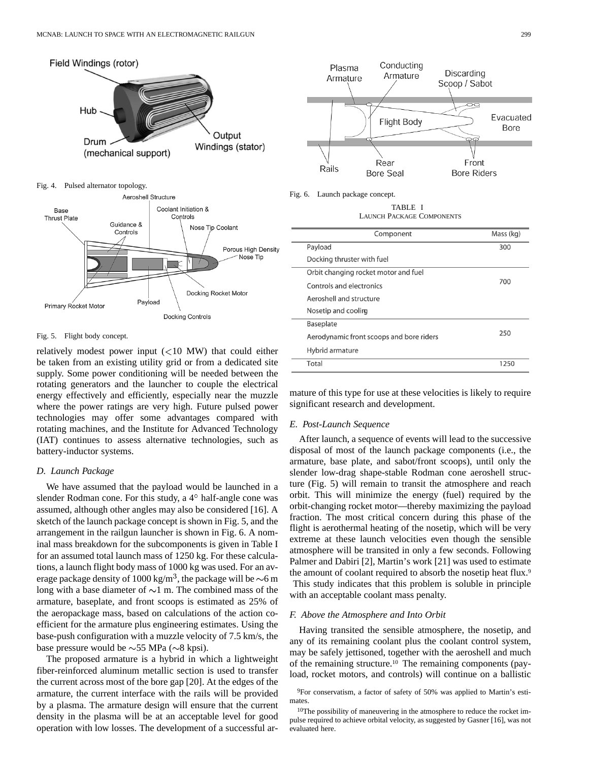Fig. 4. Pulsed alternator topology.

Fig. 5. Flight body concept.

relatively modest power input (<10 MW) that could either be taken from an existing utility grid or from a dedicated site supply. Some power conditioning will be needed between the rotating generators and the launcher to couple the electrical energy effectively and efficiently, especially near the muzzle where the power ratings are very high. Future pulsed power technologies may offer some advantages compared with rotating machines, and the Institute for Advanced Technology (IAT) continues to assess alternative technologies, such as battery-inductor systems.

### D. Launch Package

We have assumed that the payload would be launched in a slender Rodman cone. For this study, a 4° half-angle cone was assumed, although other angles may also be considered [16]. A sketch of the launch package concept is shown in Fig. 5, and the arrangement in the railgun launcher is shown in Fig. 6. A nominal mass breakdown for the subcomponents is given in Table I for an assumed total launch mass of 1250 kg. For these calculations, a launch flight body mass of 1000 kg was used. For an average package density of 1000 kg/m$^3$, the package will be ~6 m long with a base diameter of ~1 m. The combined mass of the armature, baseplate, and front scoops is estimated as 25% of the aeropackage mass, based on calculations of the action coefficient for the armature plus engineering estimates. Using the base-push configuration with a muzzle velocity of 7.5 km/s, the base pressure would be ~55 MPa (~8 kpsi).

The proposed armature is a hybrid in which a lightweight fiber-reinforced aluminum metallic section is used to transfer the current across most of the bore gap [20]. At the edges of the armature, the current interface with the rails will be provided by a plasma. The armature design will ensure that the current density in the plasma will be at an acceptable level for good operation with low losses. The development of a successful armature of this type for use at these velocities is likely to require significant research and development.

Fig. 6. Launch package concept.

TABLE I
LAUNCH PACKAGE COMPONENTS

| Component | Mass (kg) |
|---|---|
| Payload<br>Docking thruster with fuel | 300 |
| Orbit changing rocket motor and fuel<br>Controls and electronics<br>Aeroshell and structure<br>Nosetip and cooling | 700 |
| Baseplate<br>Aerodynamic front scoops and bore riders<br>Hybrid armature | 250 |
| Total | 1250 |

### E. Post-Launch Sequence

After launch, a sequence of events will lead to the successive disposal of most of the launch package components (i.e., the armature, base plate, and sabot/front scoops), until only the slender low-drag shape-stable Rodman cone aeroshell structure (Fig. 5) will remain to transit the atmosphere and reach orbit. This will minimize the energy (fuel) required by the orbit-changing rocket motor—thereby maximizing the payload fraction. The most critical concern during this phase of the flight is aerothermal heating of the nosetip, which will be very extreme at these launch velocities even though the sensible atmosphere will be transited in only a few seconds. Following Palmer and Dabiri [2], Martin's work [21] was used to estimate the amount of coolant required to absorb the nosetip heat flux.[9] This study indicates that this problem is soluble in principle with an acceptable coolant mass penalty.

### F. Above the Atmosphere and Into Orbit

Having transited the sensible atmosphere, the nosetip, and any of its remaining coolant plus the coolant control system, may be safely jettisoned, together with the aeroshell and much of the remaining structure.[10] The remaining components (payload, rocket motors, and controls) will continue on a ballistic

[9] For conservatism, a factor of safety of 50% was applied to Martin's estimates.

[10] The possibility of maneuvering in the atmosphere to reduce the rocket impulse required to achieve orbital velocity, as suggested by Gasner [16], was not evaluated here.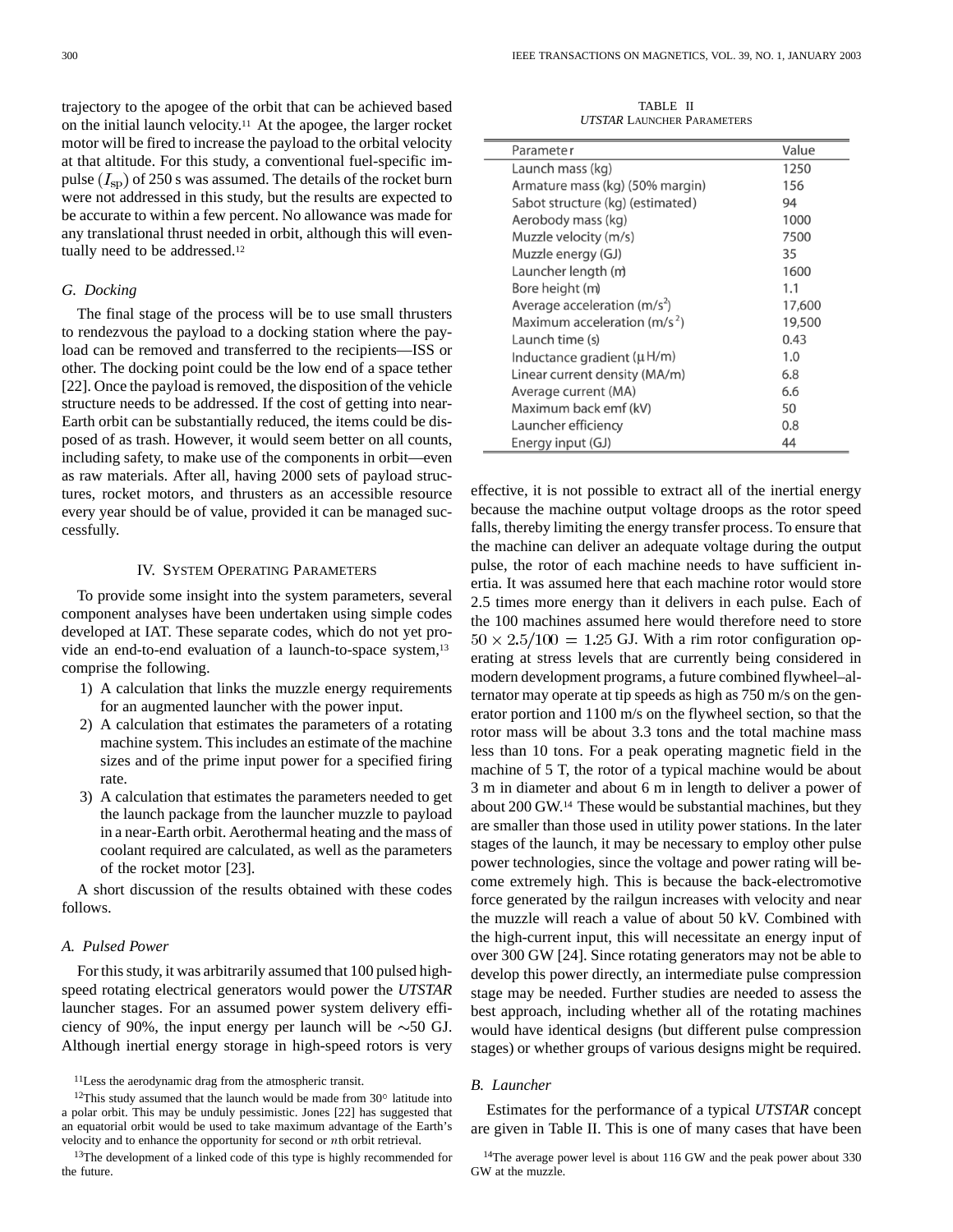trajectory to the apogee of the orbit that can be achieved based on the initial launch velocity.[11] At the apogee, the larger rocket motor will be fired to increase the payload to the orbital velocity at that altitude. For this study, a conventional fuel-specific impulse ($I_{\rm sp}$) of 250 s was assumed. The details of the rocket burn were not addressed in this study, but the results are expected to be accurate to within a few percent. No allowance was made for any translational thrust needed in orbit, although this will eventually need to be addressed.[12]

### *G. Docking*

The final stage of the process will be to use small thrusters to rendezvous the payload to a docking station where the payload can be removed and transferred to the recipients—ISS or other. The docking point could be the low end of a space tether [22]. Once the payload is removed, the disposition of the vehicle structure needs to be addressed. If the cost of getting into near-Earth orbit can be substantially reduced, the items could be disposed of as trash. However, it would seem better on all counts, including safety, to make use of the components in orbit—even as raw materials. After all, having 2000 sets of payload structures, rocket motors, and thrusters as an accessible resource every year should be of value, provided it can be managed successfully.

## IV. System Operating Parameters

To provide some insight into the system parameters, several component analyses have been undertaken using simple codes developed at IAT. These separate codes, which do not yet provide an end-to-end evaluation of a launch-to-space system,[13] comprise the following.

1) A calculation that links the muzzle energy requirements for an augmented launcher with the power input.
2) A calculation that estimates the parameters of a rotating machine system. This includes an estimate of the machine sizes and of the prime input power for a specified firing rate.
3) A calculation that estimates the parameters needed to get the launch package from the launcher muzzle to payload in a near-Earth orbit. Aerothermal heating and the mass of coolant required are calculated, as well as the parameters of the rocket motor [23].

A short discussion of the results obtained with these codes follows.

### *A. Pulsed Power*

For this study, it was arbitrarily assumed that 100 pulsed high-speed rotating electrical generators would power the *UTSTAR* launcher stages. For an assumed power system delivery efficiency of 90%, the input energy per launch will be $\sim$50 GJ. Although inertial energy storage in high-speed rotors is very effective, it is not possible to extract all of the inertial energy because the machine output voltage droops as the rotor speed falls, thereby limiting the energy transfer process. To ensure that the machine can deliver an adequate voltage during the output pulse, the rotor of each machine needs to have sufficient inertia. It was assumed here that each machine rotor would store 2.5 times more energy than it delivers in each pulse. Each of the 100 machines assumed here would therefore need to store $50 \times 2.5/100 = 1.25$ GJ. With a rim rotor configuration operating at stress levels that are currently being considered in modern development programs, a future combined flywheel–alternator may operate at tip speeds as high as 750 m/s on the generator portion and 1100 m/s on the flywheel section, so that the rotor mass will be about 3.3 tons and the total machine mass less than 10 tons. For a peak operating magnetic field in the machine of 5 T, the rotor of a typical machine would be about 3 m in diameter and about 6 m in length to deliver a power of about 200 GW.[14] These would be substantial machines, but they are smaller than those used in utility power stations. In the later stages of the launch, it may be necessary to employ other pulse power technologies, since the voltage and power rating will become extremely high. This is because the back-electromotive force generated by the railgun increases with velocity and near the muzzle will reach a value of about 50 kV. Combined with the high-current input, this will necessitate an energy input of over 300 GW [24]. Since rotating generators may not be able to develop this power directly, an intermediate pulse compression stage may be needed. Further studies are needed to assess the best approach, including whether all of the rotating machines would have identical designs (but different pulse compression stages) or whether groups of various designs might be required.

### *B. Launcher*

Estimates for the performance of a typical *UTSTAR* concept are given in Table II. This is one of many cases that have been

TABLE II
*UTSTAR* Launcher Parameters

| Parameter | Value |
|---|---|
| Launch mass (kg) | 1250 |
| Armature mass (kg) (50% margin) | 156 |
| Sabot structure (kg) (estimated) | 94 |
| Aerobody mass (kg) | 1000 |
| Muzzle velocity (m/s) | 7500 |
| Muzzle energy (GJ) | 35 |
| Launcher length (m) | 1600 |
| Bore height (m) | 1.1 |
| Average acceleration (m/s$^2$) | 17,600 |
| Maximum acceleration (m/s$^2$) | 19,500 |
| Launch time (s) | 0.43 |
| Inductance gradient (μH/m) | 1.0 |
| Linear current density (MA/m) | 6.8 |
| Average current (MA) | 6.6 |
| Maximum back emf (kV) | 50 |
| Launcher efficiency | 0.8 |
| Energy input (GJ) | 44 |

[11] Less the aerodynamic drag from the atmospheric transit.

[12] This study assumed that the launch would be made from 30° latitude into a polar orbit. This may be unduly pessimistic. Jones [22] has suggested that an equatorial orbit would be used to take maximum advantage of the Earth's velocity and to enhance the opportunity for second or $n$th orbit retrieval.

[13] The development of a linked code of this type is highly recommended for the future.

[14] The average power level is about 116 GW and the peak power about 330 GW at the muzzle.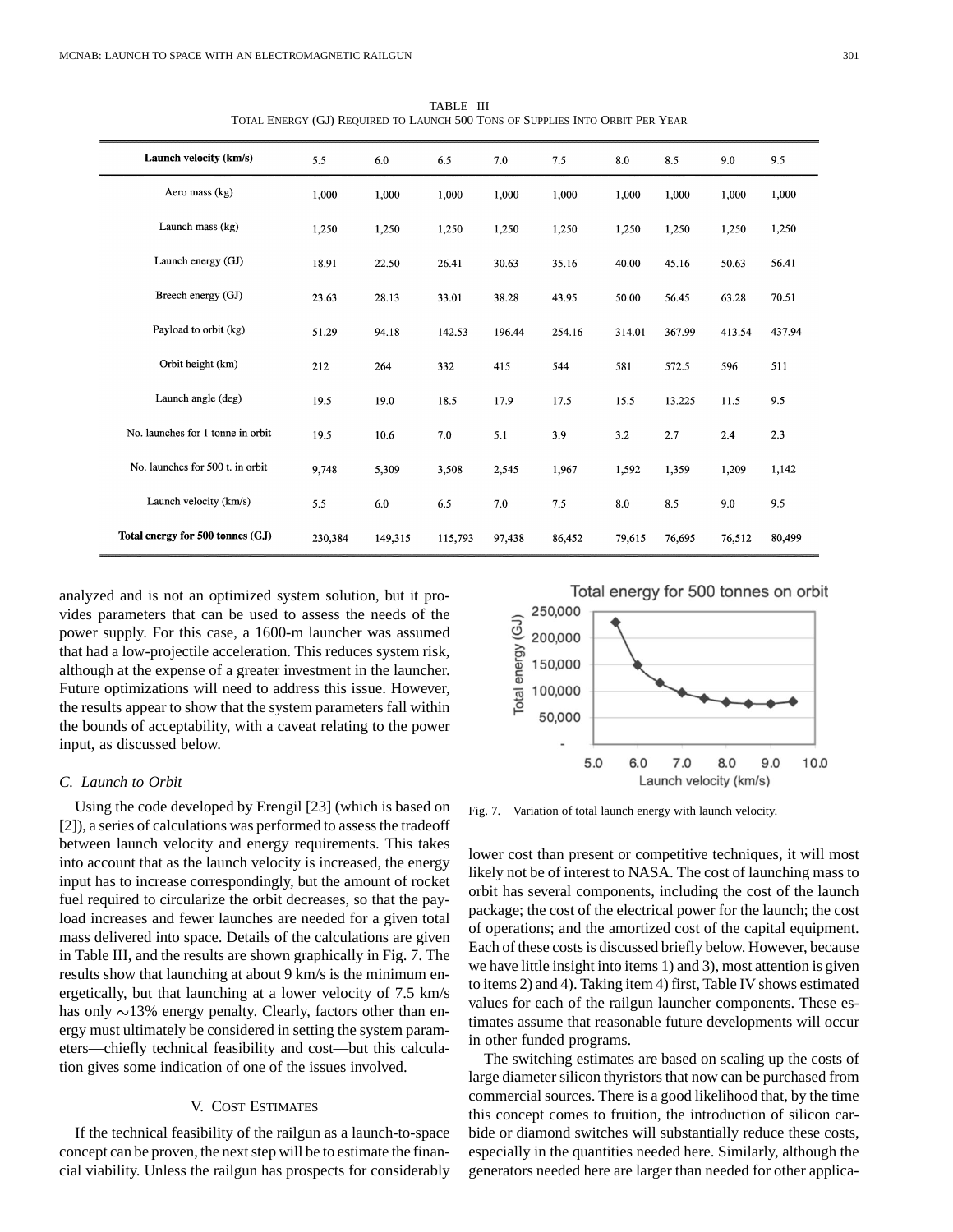TABLE III
TOTAL ENERGY (GJ) REQUIRED TO LAUNCH 500 TONS OF SUPPLIES INTO ORBIT PER YEAR

| **Launch velocity (km/s)** | 5.5 | 6.0 | 6.5 | 7.0 | 7.5 | 8.0 | 8.5 | 9.0 | 9.5 |
|---|---|---|---|---|---|---|---|---|---|
| Aero mass (kg) | 1,000 | 1,000 | 1,000 | 1,000 | 1,000 | 1,000 | 1,000 | 1,000 | 1,000 |
| Launch mass (kg) | 1,250 | 1,250 | 1,250 | 1,250 | 1,250 | 1,250 | 1,250 | 1,250 | 1,250 |
| Launch energy (GJ) | 18.91 | 22.50 | 26.41 | 30.63 | 35.16 | 40.00 | 45.16 | 50.63 | 56.41 |
| Breech energy (GJ) | 23.63 | 28.13 | 33.01 | 38.28 | 43.95 | 50.00 | 56.45 | 63.28 | 70.51 |
| Payload to orbit (kg) | 51.29 | 94.18 | 142.53 | 196.44 | 254.16 | 314.01 | 367.99 | 413.54 | 437.94 |
| Orbit height (km) | 212 | 264 | 332 | 415 | 544 | 581 | 572.5 | 596 | 511 |
| Launch angle (deg) | 19.5 | 19.0 | 18.5 | 17.9 | 17.5 | 15.5 | 13.225 | 11.5 | 9.5 |
| No. launches for 1 tonne in orbit | 19.5 | 10.6 | 7.0 | 5.1 | 3.9 | 3.2 | 2.7 | 2.4 | 2.3 |
| No. launches for 500 t. in orbit | 9,748 | 5,309 | 3,508 | 2,545 | 1,967 | 1,592 | 1,359 | 1,209 | 1,142 |
| Launch velocity (km/s) | 5.5 | 6.0 | 6.5 | 7.0 | 7.5 | 8.0 | 8.5 | 9.0 | 9.5 |
| **Total energy for 500 tonnes (GJ)** | 230,384 | 149,315 | 115,793 | 97,438 | 86,452 | 79,615 | 76,695 | 76,512 | 80,499 |

analyzed and is not an optimized system solution, but it provides parameters that can be used to assess the needs of the power supply. For this case, a 1600-m launcher was assumed that had a low-projectile acceleration. This reduces system risk, although at the expense of a greater investment in the launcher. Future optimizations will need to address this issue. However, the results appear to show that the system parameters fall within the bounds of acceptability, with a caveat relating to the power input, as discussed below.

### *C. Launch to Orbit*

Using the code developed by Erengil [23] (which is based on [2]), a series of calculations was performed to assess the tradeoff between launch velocity and energy requirements. This takes into account that as the launch velocity is increased, the energy input has to increase correspondingly, but the amount of rocket fuel required to circularize the orbit decreases, so that the payload increases and fewer launches are needed for a given total mass delivered into space. Details of the calculations are given in Table III, and the results are shown graphically in Fig. 7. The results show that launching at about 9 km/s is the minimum energetically, but that launching at a lower velocity of 7.5 km/s has only ∼13% energy penalty. Clearly, factors other than energy must ultimately be considered in setting the system parameters—chiefly technical feasibility and cost—but this calculation gives some indication of one of the issues involved.

Fig. 7. Variation of total launch energy with launch velocity.

## V. COST ESTIMATES

If the technical feasibility of the railgun as a launch-to-space concept can be proven, the next step will be to estimate the financial viability. Unless the railgun has prospects for considerably lower cost than present or competitive techniques, it will most likely not be of interest to NASA. The cost of launching mass to orbit has several components, including the cost of the launch package; the cost of the electrical power for the launch; the cost of operations; and the amortized cost of the capital equipment. Each of these costs is discussed briefly below. However, because we have little insight into items 1) and 3), most attention is given to items 2) and 4). Taking item 4) first, Table IV shows estimated values for each of the railgun launcher components. These estimates assume that reasonable future developments will occur in other funded programs.

The switching estimates are based on scaling up the costs of large diameter silicon thyristors that now can be purchased from commercial sources. There is a good likelihood that, by the time this concept comes to fruition, the introduction of silicon carbide or diamond switches will substantially reduce these costs, especially in the quantities needed here. Similarly, although the generators needed here are larger than needed for other applica-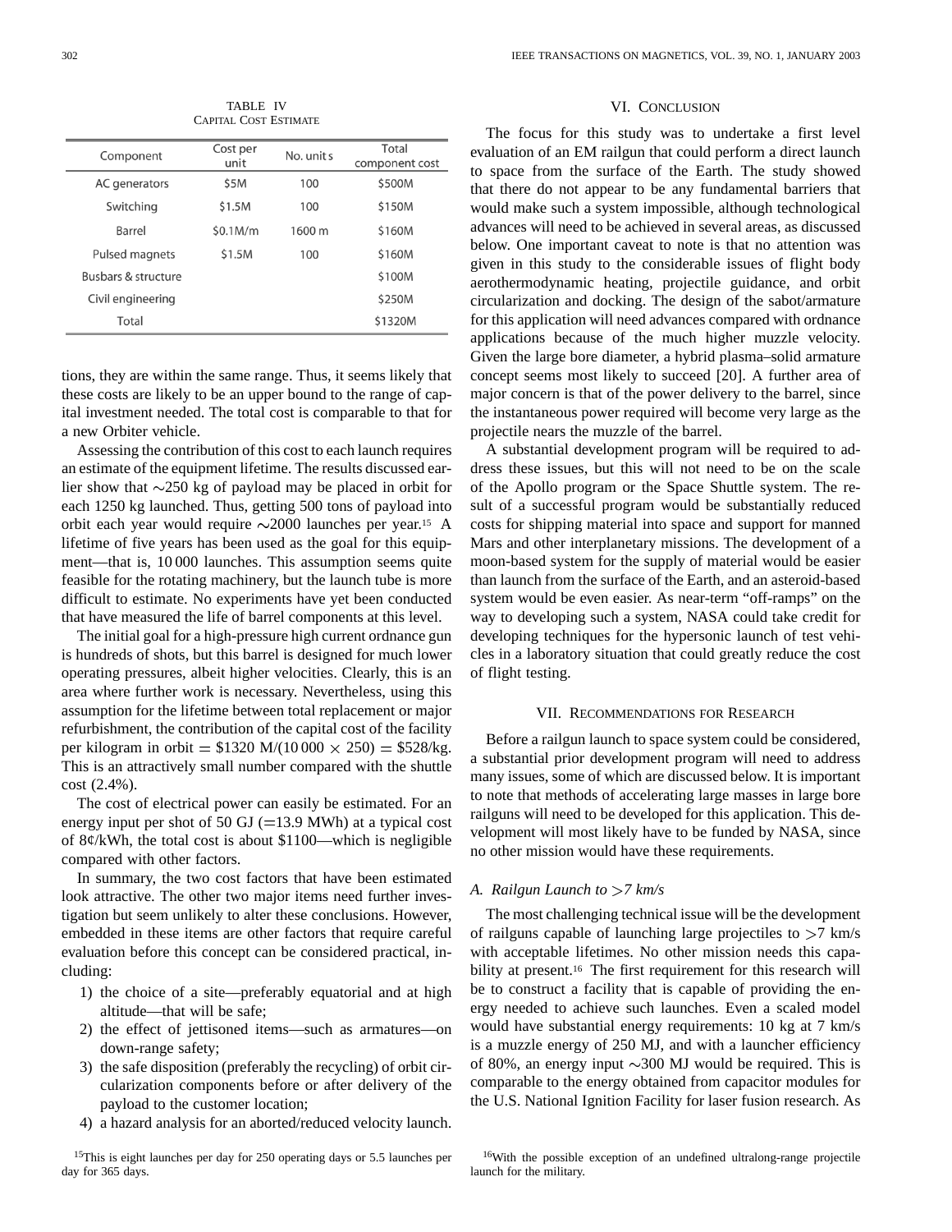TABLE IV
CAPITAL COST ESTIMATE

| Component | Cost per unit | No. units | Total component cost |
|---|---|---|---|
| AC generators | $5M | 100 | $500M |
| Switching | $1.5M | 100 | $150M |
| Barrel | $0.1M/m | 1600 m | $160M |
| Pulsed magnets | $1.5M | 100 | $160M |
| Busbars & structure | | | $100M |
| Civil engineering | | | $250M |
| Total | | | $1320M |

tions, they are within the same range. Thus, it seems likely that these costs are likely to be an upper bound to the range of capital investment needed. The total cost is comparable to that for a new Orbiter vehicle.

Assessing the contribution of this cost to each launch requires an estimate of the equipment lifetime. The results discussed earlier show that ∼250 kg of payload may be placed in orbit for each 1250 kg launched. Thus, getting 500 tons of payload into orbit each year would require ∼2000 launches per year.[15] A lifetime of five years has been used as the goal for this equipment—that is, 10 000 launches. This assumption seems quite feasible for the rotating machinery, but the launch tube is more difficult to estimate. No experiments have yet been conducted that have measured the life of barrel components at this level.

The initial goal for a high-pressure high current ordnance gun is hundreds of shots, but this barrel is designed for much lower operating pressures, albeit higher velocities. Clearly, this is an area where further work is necessary. Nevertheless, using this assumption for the lifetime between total replacement or major refurbishment, the contribution of the capital cost of the facility per kilogram in orbit = \$1320 M/(10 000 × 250) = \$528/kg. This is an attractively small number compared with the shuttle cost (2.4%).

The cost of electrical power can easily be estimated. For an energy input per shot of 50 GJ (=13.9 MWh) at a typical cost of 8¢/kWh, the total cost is about \$1100—which is negligible compared with other factors.

In summary, the two cost factors that have been estimated look attractive. The other two major items need further investigation but seem unlikely to alter these conclusions. However, embedded in these items are other factors that require careful evaluation before this concept can be considered practical, including:

1) the choice of a site—preferably equatorial and at high altitude—that will be safe;
2) the effect of jettisoned items—such as armatures—on down-range safety;
3) the safe disposition (preferably the recycling) of orbit circularization components before or after delivery of the payload to the customer location;
4) a hazard analysis for an aborted/reduced velocity launch.

[15] This is eight launches per day for 250 operating days or 5.5 launches per day for 365 days.

## VI. CONCLUSION

The focus for this study was to undertake a first level evaluation of an EM railgun that could perform a direct launch to space from the surface of the Earth. The study showed that there do not appear to be any fundamental barriers that would make such a system impossible, although technological advances will need to be achieved in several areas, as discussed below. One important caveat to note is that no attention was given in this study to the considerable issues of flight body aerothermodynamic heating, projectile guidance, and orbit circularization and docking. The design of the sabot/armature for this application will need advances compared with ordnance applications because of the much higher muzzle velocity. Given the large bore diameter, a hybrid plasma–solid armature concept seems most likely to succeed [20]. A further area of major concern is that of the power delivery to the barrel, since the instantaneous power required will become very large as the projectile nears the muzzle of the barrel.

A substantial development program will be required to address these issues, but this will not need to be on the scale of the Apollo program or the Space Shuttle system. The result of a successful program would be substantially reduced costs for shipping material into space and support for manned Mars and other interplanetary missions. The development of a moon-based system for the supply of material would be easier than launch from the surface of the Earth, and an asteroid-based system would be even easier. As near-term "off-ramps" on the way to developing such a system, NASA could take credit for developing techniques for the hypersonic launch of test vehicles in a laboratory situation that could greatly reduce the cost of flight testing.

## VII. RECOMMENDATIONS FOR RESEARCH

Before a railgun launch to space system could be considered, a substantial prior development program will need to address many issues, some of which are discussed below. It is important to note that methods of accelerating large masses in large bore railguns will need to be developed for this application. This development will most likely have to be funded by NASA, since no other mission would have these requirements.

### A. Railgun Launch to >7 km/s

The most challenging technical issue will be the development of railguns capable of launching large projectiles to >7 km/s with acceptable lifetimes. No other mission needs this capability at present.[16] The first requirement for this research will be to construct a facility that is capable of providing the energy needed to achieve such launches. Even a scaled model would have substantial energy requirements: 10 kg at 7 km/s is a muzzle energy of 250 MJ, and with a launcher efficiency of 80%, an energy input ∼300 MJ would be required. This is comparable to the energy obtained from capacitor modules for the U.S. National Ignition Facility for laser fusion research. As

[16] With the possible exception of an undefined ultralong-range projectile launch for the military.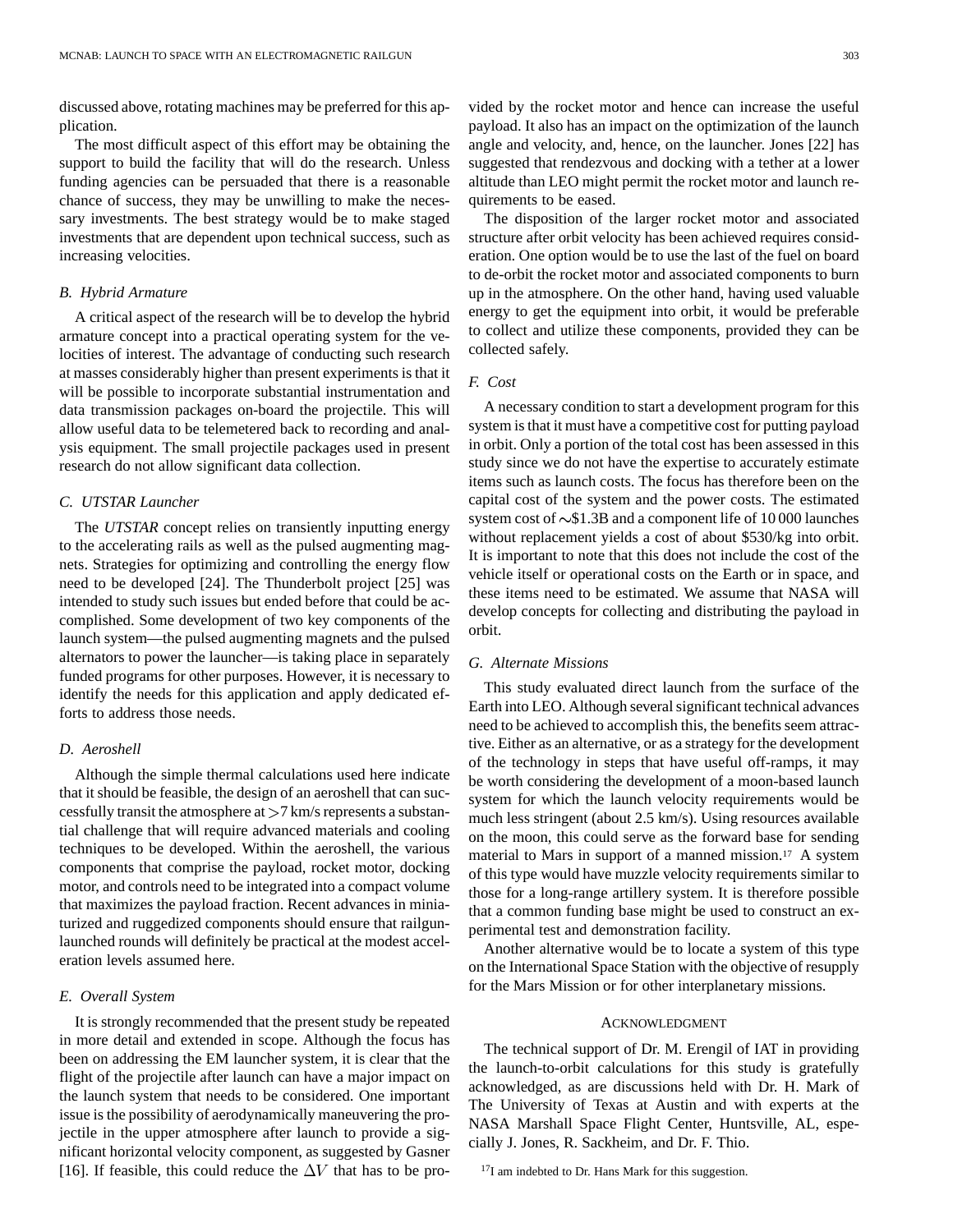discussed above, rotating machines may be preferred for this application.

The most difficult aspect of this effort may be obtaining the support to build the facility that will do the research. Unless funding agencies can be persuaded that there is a reasonable chance of success, they may be unwilling to make the necessary investments. The best strategy would be to make staged investments that are dependent upon technical success, such as increasing velocities.

### *B. Hybrid Armature*

A critical aspect of the research will be to develop the hybrid armature concept into a practical operating system for the velocities of interest. The advantage of conducting such research at masses considerably higher than present experiments is that it will be possible to incorporate substantial instrumentation and data transmission packages on-board the projectile. This will allow useful data to be telemetered back to recording and analysis equipment. The small projectile packages used in present research do not allow significant data collection.

### *C. UTSTAR Launcher*

The *UTSTAR* concept relies on transiently inputting energy to the accelerating rails as well as the pulsed augmenting magnets. Strategies for optimizing and controlling the energy flow need to be developed [24]. The Thunderbolt project [25] was intended to study such issues but ended before that could be accomplished. Some development of two key components of the launch system—the pulsed augmenting magnets and the pulsed alternators to power the launcher—is taking place in separately funded programs for other purposes. However, it is necessary to identify the needs for this application and apply dedicated efforts to address those needs.

### *D. Aeroshell*

Although the simple thermal calculations used here indicate that it should be feasible, the design of an aeroshell that can successfully transit the atmosphere at >7 km/s represents a substantial challenge that will require advanced materials and cooling techniques to be developed. Within the aeroshell, the various components that comprise the payload, rocket motor, docking motor, and controls need to be integrated into a compact volume that maximizes the payload fraction. Recent advances in miniaturized and ruggedized components should ensure that railgun-launched rounds will definitely be practical at the modest acceleration levels assumed here.

### *E. Overall System*

It is strongly recommended that the present study be repeated in more detail and extended in scope. Although the focus has been on addressing the EM launcher system, it is clear that the flight of the projectile after launch can have a major impact on the launch system that needs to be considered. One important issue is the possibility of aerodynamically maneuvering the projectile in the upper atmosphere after launch to provide a significant horizontal velocity component, as suggested by Gasner [16]. If feasible, this could reduce the $\Delta V$ that has to be provided by the rocket motor and hence can increase the useful payload. It also has an impact on the optimization of the launch angle and velocity, and, hence, on the launcher. Jones [22] has suggested that rendezvous and docking with a tether at a lower altitude than LEO might permit the rocket motor and launch requirements to be eased.

The disposition of the larger rocket motor and associated structure after orbit velocity has been achieved requires consideration. One option would be to use the last of the fuel on board to de-orbit the rocket motor and associated components to burn up in the atmosphere. On the other hand, having used valuable energy to get the equipment into orbit, it would be preferable to collect and utilize these components, provided they can be collected safely.

### *F. Cost*

A necessary condition to start a development program for this system is that it must have a competitive cost for putting payload in orbit. Only a portion of the total cost has been assessed in this study since we do not have the expertise to accurately estimate items such as launch costs. The focus has therefore been on the capital cost of the system and the power costs. The estimated system cost of ~\$1.3B and a component life of 10 000 launches without replacement yields a cost of about \$530/kg into orbit. It is important to note that this does not include the cost of the vehicle itself or operational costs on the Earth or in space, and these items need to be estimated. We assume that NASA will develop concepts for collecting and distributing the payload in orbit.

### *G. Alternate Missions*

This study evaluated direct launch from the surface of the Earth into LEO. Although several significant technical advances need to be achieved to accomplish this, the benefits seem attractive. Either as an alternative, or as a strategy for the development of the technology in steps that have useful off-ramps, it may be worth considering the development of a moon-based launch system for which the launch velocity requirements would be much less stringent (about 2.5 km/s). Using resources available on the moon, this could serve as the forward base for sending material to Mars in support of a manned mission.[17] A system of this type would have muzzle velocity requirements similar to those for a long-range artillery system. It is therefore possible that a common funding base might be used to construct an experimental test and demonstration facility.

Another alternative would be to locate a system of this type on the International Space Station with the objective of resupply for the Mars Mission or for other interplanetary missions.

## Acknowledgment

The technical support of Dr. M. Erengil of IAT in providing the launch-to-orbit calculations for this study is gratefully acknowledged, as are discussions held with Dr. H. Mark of The University of Texas at Austin and with experts at the NASA Marshall Space Flight Center, Huntsville, AL, especially J. Jones, R. Sackheim, and Dr. F. Thio.

[17] I am indebted to Dr. Hans Mark for this suggestion.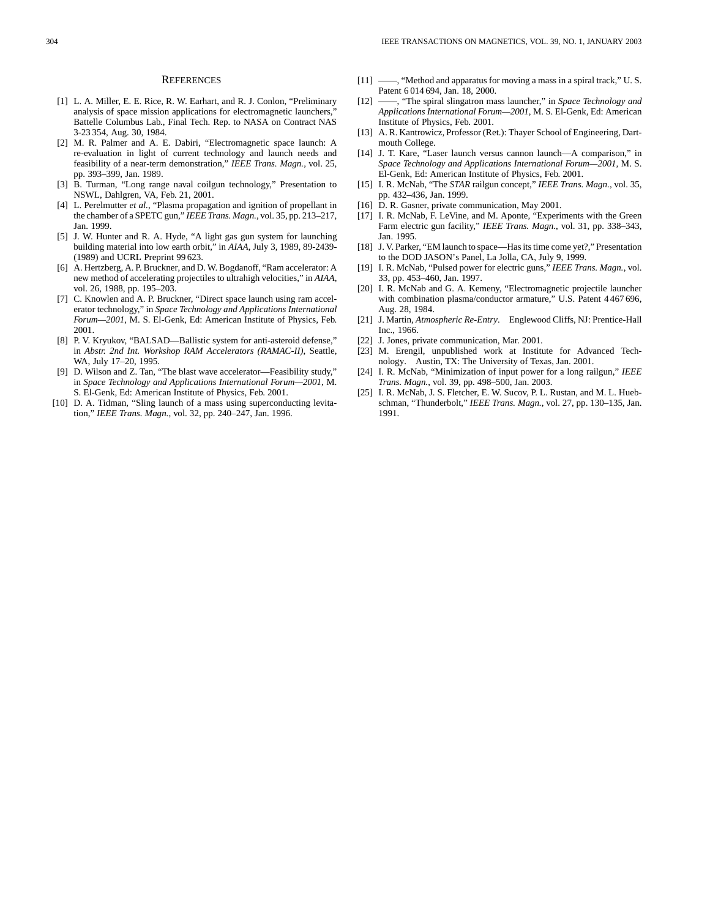## References

[1] L. A. Miller, E. E. Rice, R. W. Earhart, and R. J. Conlon, "Preliminary analysis of space mission applications for electromagnetic launchers," Battelle Columbus Lab., Final Tech. Rep. to NASA on Contract NAS 3-23 354, Aug. 30, 1984.

[2] M. R. Palmer and A. E. Dabiri, "Electromagnetic space launch: A re-evaluation in light of current technology and launch needs and feasibility of a near-term demonstration," *IEEE Trans. Magn.*, vol. 25, pp. 393–399, Jan. 1989.

[3] B. Turman, "Long range naval coilgun technology," Presentation to NSWL, Dahlgren, VA, Feb. 21, 2001.

[4] L. Perelmutter *et al.*, "Plasma propagation and ignition of propellant in the chamber of a SPETC gun," *IEEE Trans. Magn.*, vol. 35, pp. 213–217, Jan. 1999.

[5] J. W. Hunter and R. A. Hyde, "A light gas gun system for launching building material into low earth orbit," in *AIAA*, July 3, 1989, 89-2439-(1989) and UCRL Preprint 99 623.

[6] A. Hertzberg, A. P. Bruckner, and D. W. Bogdanoff, "Ram accelerator: A new method of accelerating projectiles to ultrahigh velocities," in *AIAA*, vol. 26, 1988, pp. 195–203.

[7] C. Knowlen and A. P. Bruckner, "Direct space launch using ram accelerator technology," in *Space Technology and Applications International Forum—2001*, M. S. El-Genk, Ed: American Institute of Physics, Feb. 2001.

[8] P. V. Kryukov, "BALSAD—Ballistic system for anti-asteroid defense," in *Abstr. 2nd Int. Workshop RAM Accelerators (RAMAC-II)*, Seattle, WA, July 17–20, 1995.

[9] D. Wilson and Z. Tan, "The blast wave accelerator—Feasibility study," in *Space Technology and Applications International Forum—2001*, M. S. El-Genk, Ed: American Institute of Physics, Feb. 2001.

[10] D. A. Tidman, "Sling launch of a mass using superconducting levitation," *IEEE Trans. Magn.*, vol. 32, pp. 240–247, Jan. 1996.

[11] ——, "Method and apparatus for moving a mass in a spiral track," U. S. Patent 6 014 694, Jan. 18, 2000.

[12] ——, "The spiral slingatron mass launcher," in *Space Technology and Applications International Forum—2001*, M. S. El-Genk, Ed: American Institute of Physics, Feb. 2001.

[13] A. R. Kantrowicz, Professor (Ret.): Thayer School of Engineering, Dartmouth College.

[14] J. T. Kare, "Laser launch versus cannon launch—A comparison," in *Space Technology and Applications International Forum—2001*, M. S. El-Genk, Ed: American Institute of Physics, Feb. 2001.

[15] I. R. McNab, "The *STAR* railgun concept," *IEEE Trans. Magn.*, vol. 35, pp. 432–436, Jan. 1999.

[16] D. R. Gasner, private communication, May 2001.

[17] I. R. McNab, F. LeVine, and M. Aponte, "Experiments with the Green Farm electric gun facility," *IEEE Trans. Magn.*, vol. 31, pp. 338–343, Jan. 1995.

[18] J. V. Parker, "EM launch to space—Has its time come yet?," Presentation to the DOD JASON's Panel, La Jolla, CA, July 9, 1999.

[19] I. R. McNab, "Pulsed power for electric guns," *IEEE Trans. Magn.*, vol. 33, pp. 453–460, Jan. 1997.

[20] I. R. McNab and G. A. Kemeny, "Electromagnetic projectile launcher with combination plasma/conductor armature," U.S. Patent 4 467 696, Aug. 28, 1984.

[21] J. Martin, *Atmospheric Re-Entry*. Englewood Cliffs, NJ: Prentice-Hall Inc., 1966.

[22] J. Jones, private communication, Mar. 2001.

[23] M. Erengil, unpublished work at Institute for Advanced Technology. Austin, TX: The University of Texas, Jan. 2001.

[24] I. R. McNab, "Minimization of input power for a long railgun," *IEEE Trans. Magn.*, vol. 39, pp. 498–500, Jan. 2003.

[25] I. R. McNab, J. S. Fletcher, E. W. Sucov, P. L. Rustan, and M. L. Huebschman, "Thunderbolt," *IEEE Trans. Magn.*, vol. 27, pp. 130–135, Jan. 1991.